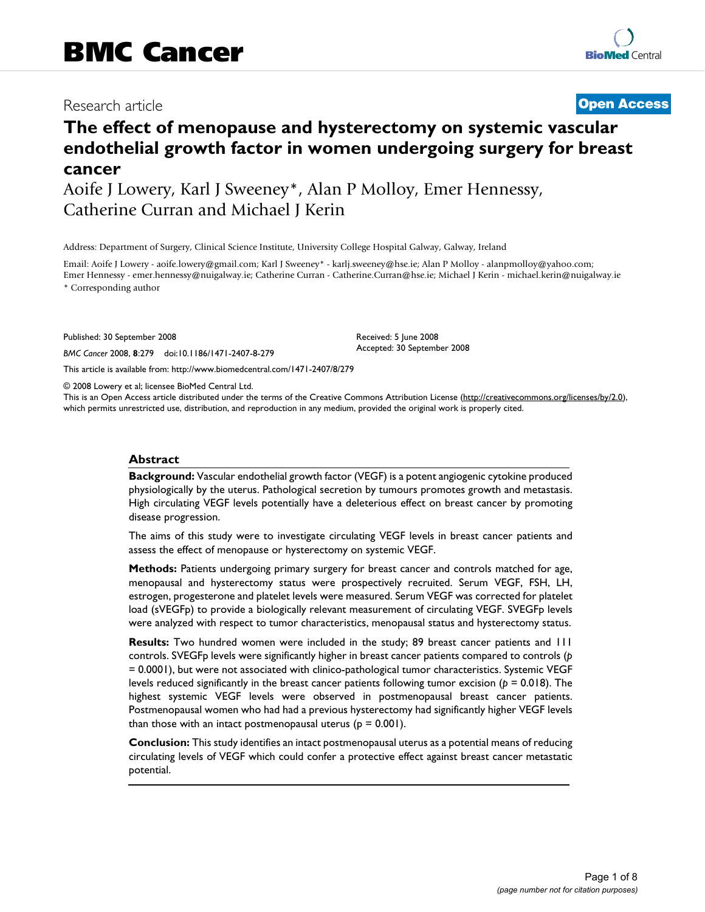# BMC Cancer

Research article

**Open Access**

# The effect of menopause and hysterectomy on systemic vascular endothelial growth factor in women undergoing surgery for breast cancer

Aoife J Lowery, Karl J Sweeney*, Alan P Molloy, Emer Hennessy, Catherine Curran and Michael J Kerin

Address: Department of Surgery, Clinical Science Institute, University College Hospital Galway, Galway, Ireland

Email: Aoife J Lowery - aoife.lowery@gmail.com; Karl J Sweeney* - karlj.sweeney@hse.ie; Alan P Molloy - alanpmolloy@yahoo.com; Emer Hennessy - emer.hennessy@nuigalway.ie; Catherine Curran - Catherine.Curran@hse.ie; Michael J Kerin - michael.kerin@nuigalway.ie

* Corresponding author

Published: 30 September 2008

*BMC Cancer* 2008, **8**:279 doi:10.1186/1471-2407-8-279

Received: 5 June 2008
Accepted: 30 September 2008

This article is available from: http://www.biomedcentral.com/1471-2407/8/279

© 2008 Lowery et al; licensee BioMed Central Ltd.
This is an Open Access article distributed under the terms of the Creative Commons Attribution License (http://creativecommons.org/licenses/by/2.0), which permits unrestricted use, distribution, and reproduction in any medium, provided the original work is properly cited.

## Abstract

**Background:** Vascular endothelial growth factor (VEGF) is a potent angiogenic cytokine produced physiologically by the uterus. Pathological secretion by tumours promotes growth and metastasis. High circulating VEGF levels potentially have a deleterious effect on breast cancer by promoting disease progression.

The aims of this study were to investigate circulating VEGF levels in breast cancer patients and assess the effect of menopause or hysterectomy on systemic VEGF.

**Methods:** Patients undergoing primary surgery for breast cancer and controls matched for age, menopausal and hysterectomy status were prospectively recruited. Serum VEGF, FSH, LH, estrogen, progesterone and platelet levels were measured. Serum VEGF was corrected for platelet load (sVEGFp) to provide a biologically relevant measurement of circulating VEGF. SVEGFp levels were analyzed with respect to tumor characteristics, menopausal status and hysterectomy status.

**Results:** Two hundred women were included in the study; 89 breast cancer patients and 111 controls. SVEGFp levels were significantly higher in breast cancer patients compared to controls ($p = 0.0001$), but were not associated with clinico-pathological tumor characteristics. Systemic VEGF levels reduced significantly in the breast cancer patients following tumor excision ($p = 0.018$). The highest systemic VEGF levels were observed in postmenopausal breast cancer patients. Postmenopausal women who had had a previous hysterectomy had significantly higher VEGF levels than those with an intact postmenopausal uterus ($p = 0.001$).

**Conclusion:** This study identifies an intact postmenopausal uterus as a potential means of reducing circulating levels of VEGF which could confer a protective effect against breast cancer metastatic potential.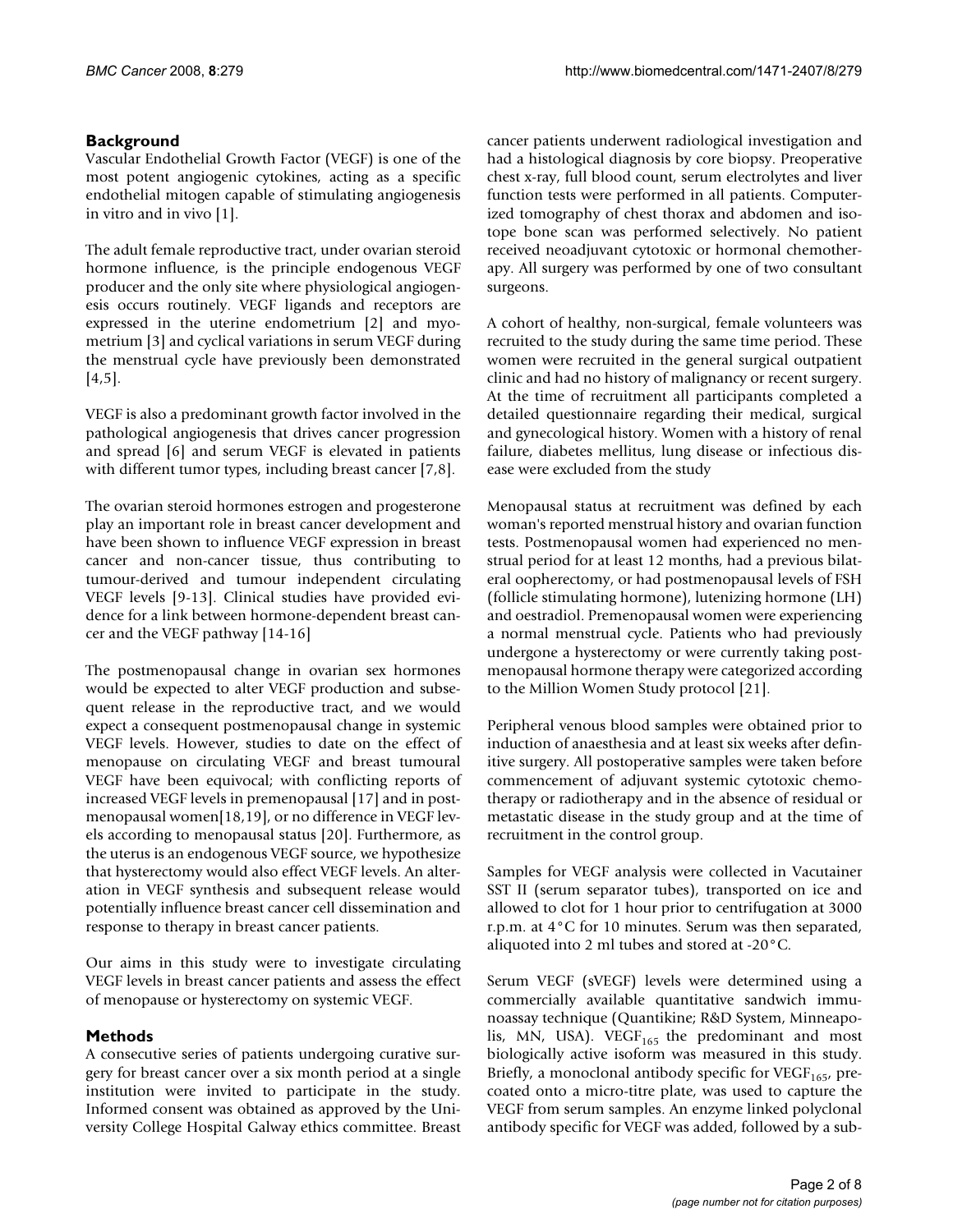## Background

Vascular Endothelial Growth Factor (VEGF) is one of the most potent angiogenic cytokines, acting as a specific endothelial mitogen capable of stimulating angiogenesis in vitro and in vivo [1].

The adult female reproductive tract, under ovarian steroid hormone influence, is the principle endogenous VEGF producer and the only site where physiological angiogenesis occurs routinely. VEGF ligands and receptors are expressed in the uterine endometrium [2] and myometrium [3] and cyclical variations in serum VEGF during the menstrual cycle have previously been demonstrated [4,5].

VEGF is also a predominant growth factor involved in the pathological angiogenesis that drives cancer progression and spread [6] and serum VEGF is elevated in patients with different tumor types, including breast cancer [7,8].

The ovarian steroid hormones estrogen and progesterone play an important role in breast cancer development and have been shown to influence VEGF expression in breast cancer and non-cancer tissue, thus contributing to tumour-derived and tumour independent circulating VEGF levels [9-13]. Clinical studies have provided evidence for a link between hormone-dependent breast cancer and the VEGF pathway [14-16]

The postmenopausal change in ovarian sex hormones would be expected to alter VEGF production and subsequent release in the reproductive tract, and we would expect a consequent postmenopausal change in systemic VEGF levels. However, studies to date on the effect of menopause on circulating VEGF and breast tumoural VEGF have been equivocal; with conflicting reports of increased VEGF levels in premenopausal [17] and in postmenopausal women[18,19], or no difference in VEGF levels according to menopausal status [20]. Furthermore, as the uterus is an endogenous VEGF source, we hypothesize that hysterectomy would also effect VEGF levels. An alteration in VEGF synthesis and subsequent release would potentially influence breast cancer cell dissemination and response to therapy in breast cancer patients.

Our aims in this study were to investigate circulating VEGF levels in breast cancer patients and assess the effect of menopause or hysterectomy on systemic VEGF.

## Methods

A consecutive series of patients undergoing curative surgery for breast cancer over a six month period at a single institution were invited to participate in the study. Informed consent was obtained as approved by the University College Hospital Galway ethics committee. Breast cancer patients underwent radiological investigation and had a histological diagnosis by core biopsy. Preoperative chest x-ray, full blood count, serum electrolytes and liver function tests were performed in all patients. Computerized tomography of chest thorax and abdomen and isotope bone scan was performed selectively. No patient received neoadjuvant cytotoxic or hormonal chemotherapy. All surgery was performed by one of two consultant surgeons.

A cohort of healthy, non-surgical, female volunteers was recruited to the study during the same time period. These women were recruited in the general surgical outpatient clinic and had no history of malignancy or recent surgery. At the time of recruitment all participants completed a detailed questionnaire regarding their medical, surgical and gynecological history. Women with a history of renal failure, diabetes mellitus, lung disease or infectious disease were excluded from the study

Menopausal status at recruitment was defined by each woman's reported menstrual history and ovarian function tests. Postmenopausal women had experienced no menstrual period for at least 12 months, had a previous bilateral oopherectomy, or had postmenopausal levels of FSH (follicle stimulating hormone), lutenizing hormone (LH) and oestradiol. Premenopausal women were experiencing a normal menstrual cycle. Patients who had previously undergone a hysterectomy or were currently taking postmenopausal hormone therapy were categorized according to the Million Women Study protocol [21].

Peripheral venous blood samples were obtained prior to induction of anaesthesia and at least six weeks after definitive surgery. All postoperative samples were taken before commencement of adjuvant systemic cytotoxic chemotherapy or radiotherapy and in the absence of residual or metastatic disease in the study group and at the time of recruitment in the control group.

Samples for VEGF analysis were collected in Vacutainer SST II (serum separator tubes), transported on ice and allowed to clot for 1 hour prior to centrifugation at 3000 r.p.m. at 4°C for 10 minutes. Serum was then separated, aliquoted into 2 ml tubes and stored at -20°C.

Serum VEGF (sVEGF) levels were determined using a commercially available quantitative sandwich immunoassay technique (Quantikine; R&D System, Minneapolis, MN, USA). $VEGF_{165}$ the predominant and most biologically active isoform was measured in this study. Briefly, a monoclonal antibody specific for $VEGF_{165}$, precoated onto a micro-titre plate, was used to capture the VEGF from serum samples. An enzyme linked polyclonal antibody specific for VEGF was added, followed by a sub-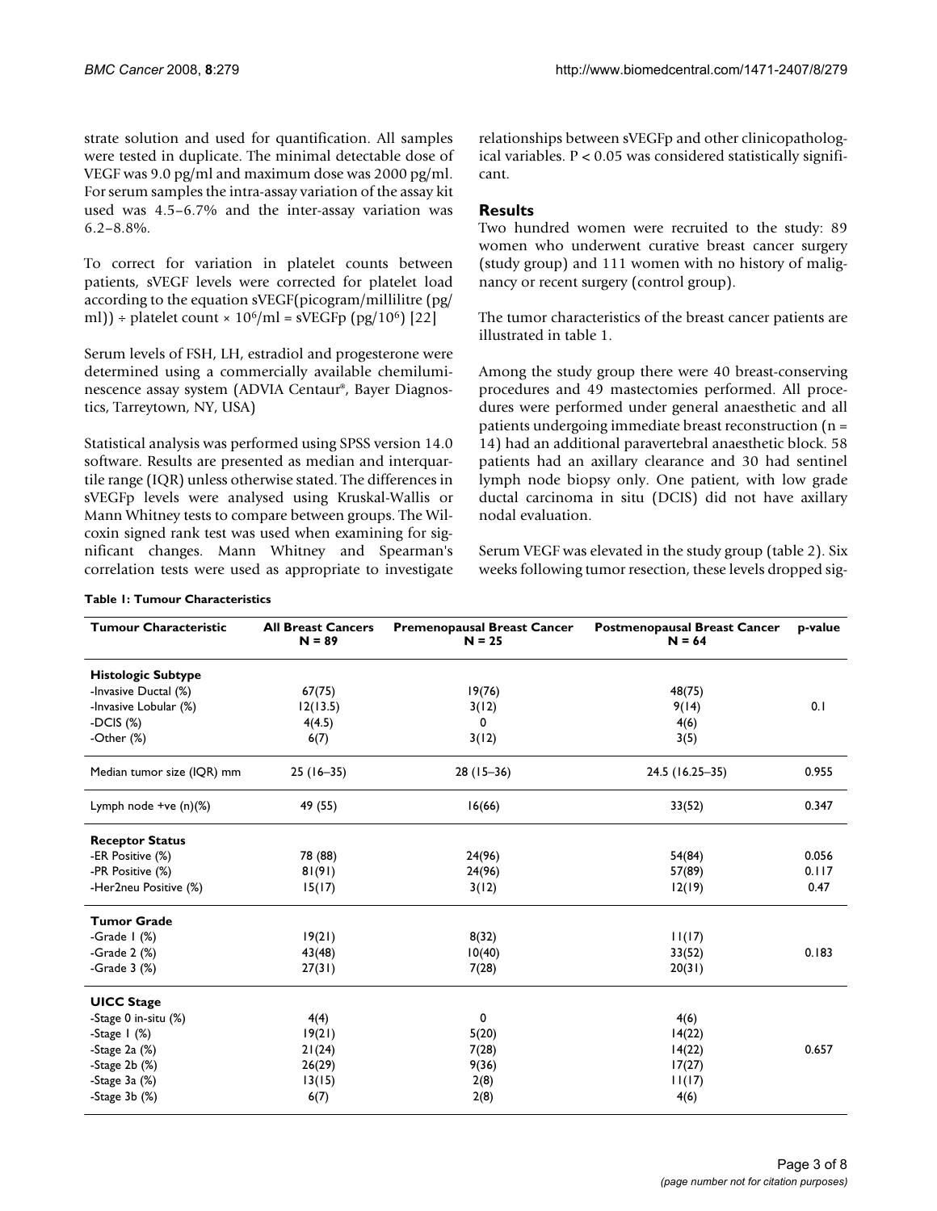strate solution and used for quantification. All samples were tested in duplicate. The minimal detectable dose of VEGF was 9.0 pg/ml and maximum dose was 2000 pg/ml. For serum samples the intra-assay variation of the assay kit used was 4.5–6.7% and the inter-assay variation was 6.2–8.8%.

To correct for variation in platelet counts between patients, sVEGF levels were corrected for platelet load according to the equation sVEGF(picogram/millilitre (pg/ml)) ÷ platelet count × $10^6$/ml = sVEGFp (pg/$10^6$) [22]

Serum levels of FSH, LH, estradiol and progesterone were determined using a commercially available chemiluminescence assay system (ADVIA Centaur®, Bayer Diagnostics, Tarreytown, NY, USA)

Statistical analysis was performed using SPSS version 14.0 software. Results are presented as median and interquartile range (IQR) unless otherwise stated. The differences in sVEGFp levels were analysed using Kruskal-Wallis or Mann Whitney tests to compare between groups. The Wilcoxin signed rank test was used when examining for significant changes. Mann Whitney and Spearman's correlation tests were used as appropriate to investigate relationships between sVEGFp and other clinicopathological variables. $P < 0.05$ was considered statistically significant.

## Results

Two hundred women were recruited to the study: 89 women who underwent curative breast cancer surgery (study group) and 111 women with no history of malignancy or recent surgery (control group).

The tumor characteristics of the breast cancer patients are illustrated in table 1.

Among the study group there were 40 breast-conserving procedures and 49 mastectomies performed. All procedures were performed under general anaesthetic and all patients undergoing immediate breast reconstruction (n = 14) had an additional paravertebral anaesthetic block. 58 patients had an axillary clearance and 30 had sentinel lymph node biopsy only. One patient, with low grade ductal carcinoma in situ (DCIS) did not have axillary nodal evaluation.

Serum VEGF was elevated in the study group (table 2). Six weeks following tumor resection, these levels dropped sig-

**Table 1: Tumour Characteristics**

| Tumour Characteristic | All Breast Cancers N = 89 | Premenopausal Breast Cancer N = 25 | Postmenopausal Breast Cancer N = 64 | p-value |
|---|---|---|---|---|
| **Histologic Subtype** | | | | |
| -Invasive Ductal (%) | 67(75) | 19(76) | 48(75) | |
| -Invasive Lobular (%) | 12(13.5) | 3(12) | 9(14) | 0.1 |
| -DCIS (%) | 4(4.5) | 0 | 4(6) | |
| -Other (%) | 6(7) | 3(12) | 3(5) | |
| Median tumor size (IQR) mm | 25 (16–35) | 28 (15–36) | 24.5 (16.25–35) | 0.955 |
| Lymph node +ve (n)(%) | 49 (55) | 16(66) | 33(52) | 0.347 |
| **Receptor Status** | | | | |
| -ER Positive (%) | 78 (88) | 24(96) | 54(84) | 0.056 |
| -PR Positive (%) | 81(91) | 24(96) | 57(89) | 0.117 |
| -Her2neu Positive (%) | 15(17) | 3(12) | 12(19) | 0.47 |
| **Tumor Grade** | | | | |
| -Grade 1 (%) | 19(21) | 8(32) | 11(17) | |
| -Grade 2 (%) | 43(48) | 10(40) | 33(52) | 0.183 |
| -Grade 3 (%) | 27(31) | 7(28) | 20(31) | |
| **UICC Stage** | | | | |
| -Stage 0 in-situ (%) | 4(4) | 0 | 4(6) | |
| -Stage 1 (%) | 19(21) | 5(20) | 14(22) | |
| -Stage 2a (%) | 21(24) | 7(28) | 14(22) | 0.657 |
| -Stage 2b (%) | 26(29) | 9(36) | 17(27) | |
| -Stage 3a (%) | 13(15) | 2(8) | 11(17) | |
| -Stage 3b (%) | 6(7) | 2(8) | 4(6) | |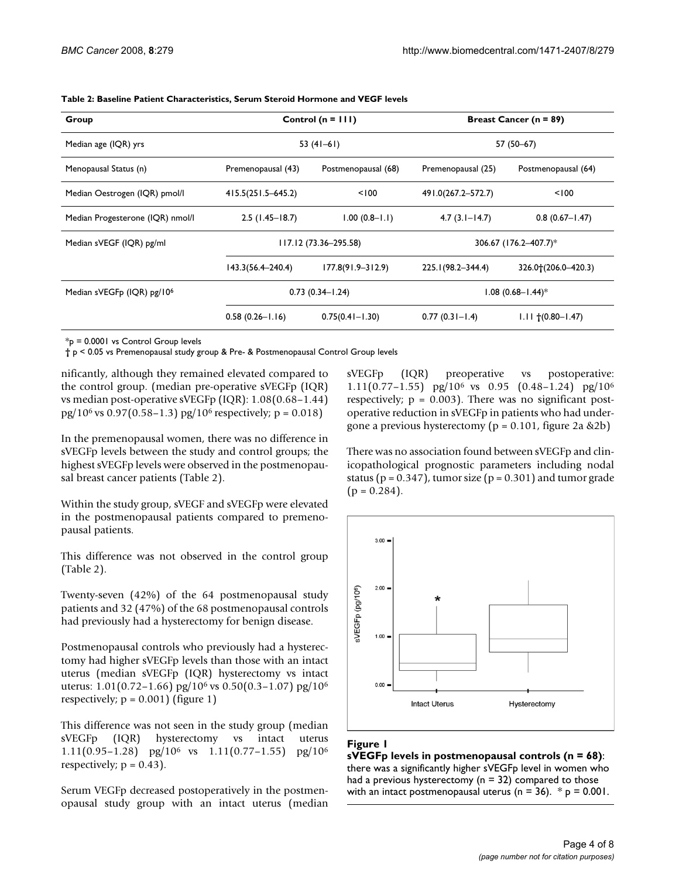**Table 2: Baseline Patient Characteristics, Serum Steroid Hormone and VEGF levels**

| Group | Control (n = 111) | | Breast Cancer (n = 89) | |
|---|---|---|---|---|
| Median age (IQR) yrs | 53 (41–61) | | 57 (50–67) | |
| Menopausal Status (n) | Premenopausal (43) | Postmenopausal (68) | Premenopausal (25) | Postmenopausal (64) |
| Median Oestrogen (IQR) pmol/l | 415.5(251.5–645.2) | <100 | 491.0(267.2–572.7) | <100 |
| Median Progesterone (IQR) nmol/l | 2.5 (1.45–18.7) | 1.00 (0.8–1.1) | 4.7 (3.1–14.7) | 0.8 (0.67–1.47) |
| Median sVEGF (IQR) pg/ml | 117.12 (73.36–295.58) | | 306.67 (176.2–407.7)* | |
| | 143.3(56.4–240.4) | 177.8(91.9–312.9) | 225.1(98.2–344.4) | 326.0†(206.0–420.3) |
| Median sVEGFp (IQR) pg/$10^6$ | 0.73 (0.34–1.24) | | 1.08 (0.68–1.44)* | |
| | 0.58 (0.26–1.16) | 0.75(0.41–1.30) | 0.77 (0.31–1.4) | 1.11 †(0.80–1.47) |

*p = 0.0001 vs Control Group levels
† p < 0.05 vs Premenopausal study group & Pre- & Postmenopausal Control Group levels

nificantly, although they remained elevated compared to the control group. (median pre-operative sVEGFp (IQR) vs median post-operative sVEGFp (IQR): 1.08(0.68–1.44) pg/$10^6$ vs 0.97(0.58–1.3) pg/$10^6$ respectively; p = 0.018)

In the premenopausal women, there was no difference in sVEGFp levels between the study and control groups; the highest sVEGFp levels were observed in the postmenopausal breast cancer patients (Table 2).

Within the study group, sVEGF and sVEGFp were elevated in the postmenopausal patients compared to premenopausal patients.

This difference was not observed in the control group (Table 2).

Twenty-seven (42%) of the 64 postmenopausal study patients and 32 (47%) of the 68 postmenopausal controls had previously had a hysterectomy for benign disease.

Postmenopausal controls who previously had a hysterectomy had higher sVEGFp levels than those with an intact uterus (median sVEGFp (IQR) hysterectomy vs intact uterus: 1.01(0.72–1.66) pg/$10^6$ vs 0.50(0.3–1.07) pg/$10^6$ respectively; p = 0.001) (figure 1)

This difference was not seen in the study group (median sVEGFp (IQR) hysterectomy vs intact uterus 1.11(0.95–1.28) pg/$10^6$ vs 1.11(0.77–1.55) pg/$10^6$ respectively; p = 0.43).

Serum VEGFp decreased postoperatively in the postmenopausal study group with an intact uterus (median sVEGFp (IQR) preoperative vs postoperative: 1.11(0.77–1.55) pg/$10^6$ vs 0.95 (0.48–1.24) pg/$10^6$ respectively; p = 0.003). There was no significant postoperative reduction in sVEGFp in patients who had undergone a previous hysterectomy (p = 0.101, figure 2a &2b)

There was no association found between sVEGFp and clinicopathological prognostic parameters including nodal status (p = 0.347), tumor size (p = 0.301) and tumor grade (p = 0.284).

**Figure 1**
**sVEGFp levels in postmenopausal controls (n = 68)**: there was a significantly higher sVEGFp level in women who had a previous hysterectomy (n = 32) compared to those with an intact postmenopausal uterus (n = 36). * p = 0.001.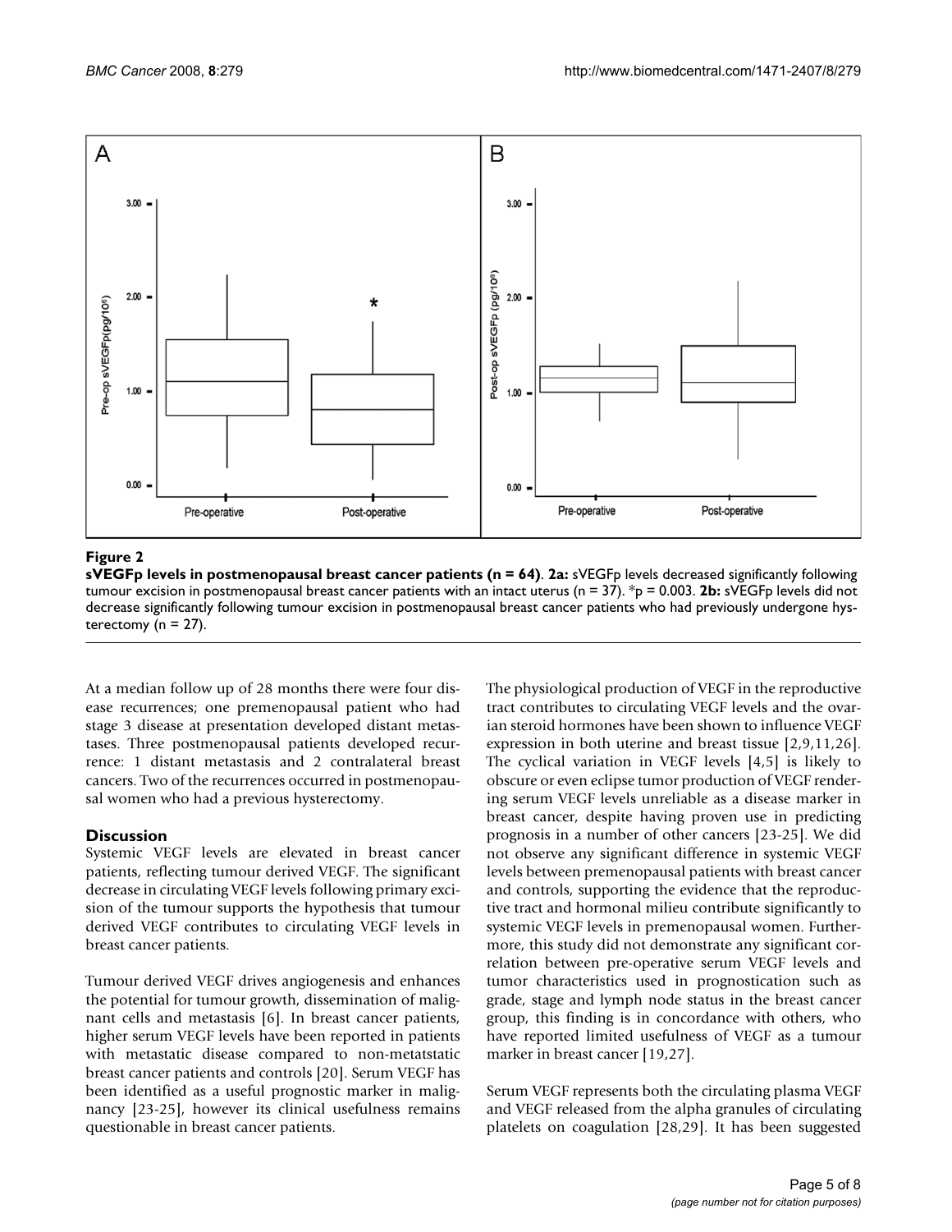**Figure 2**

**sVEGFp levels in postmenopausal breast cancer patients (n = 64)**. **2a:** sVEGFp levels decreased significantly following tumour excision in postmenopausal breast cancer patients with an intact uterus (n = 37). *p = 0.003. **2b:** sVEGFp levels did not decrease significantly following tumour excision in postmenopausal breast cancer patients who had previously undergone hysterectomy (n = 27).

At a median follow up of 28 months there were four disease recurrences; one premenopausal patient who had stage 3 disease at presentation developed distant metastases. Three postmenopausal patients developed recurrence: 1 distant metastasis and 2 contralateral breast cancers. Two of the recurrences occurred in postmenopausal women who had a previous hysterectomy.

## Discussion

Systemic VEGF levels are elevated in breast cancer patients, reflecting tumour derived VEGF. The significant decrease in circulating VEGF levels following primary excision of the tumour supports the hypothesis that tumour derived VEGF contributes to circulating VEGF levels in breast cancer patients.

Tumour derived VEGF drives angiogenesis and enhances the potential for tumour growth, dissemination of malignant cells and metastasis [6]. In breast cancer patients, higher serum VEGF levels have been reported in patients with metastatic disease compared to non-metatstatic breast cancer patients and controls [20]. Serum VEGF has been identified as a useful prognostic marker in malignancy [23-25], however its clinical usefulness remains questionable in breast cancer patients.

The physiological production of VEGF in the reproductive tract contributes to circulating VEGF levels and the ovarian steroid hormones have been shown to influence VEGF expression in both uterine and breast tissue [2,9,11,26]. The cyclical variation in VEGF levels [4,5] is likely to obscure or even eclipse tumor production of VEGF rendering serum VEGF levels unreliable as a disease marker in breast cancer, despite having proven use in predicting prognosis in a number of other cancers [23-25]. We did not observe any significant difference in systemic VEGF levels between premenopausal patients with breast cancer and controls, supporting the evidence that the reproductive tract and hormonal milieu contribute significantly to systemic VEGF levels in premenopausal women. Furthermore, this study did not demonstrate any significant correlation between pre-operative serum VEGF levels and tumor characteristics used in prognostication such as grade, stage and lymph node status in the breast cancer group, this finding is in concordance with others, who have reported limited usefulness of VEGF as a tumour marker in breast cancer [19,27].

Serum VEGF represents both the circulating plasma VEGF and VEGF released from the alpha granules of circulating platelets on coagulation [28,29]. It has been suggested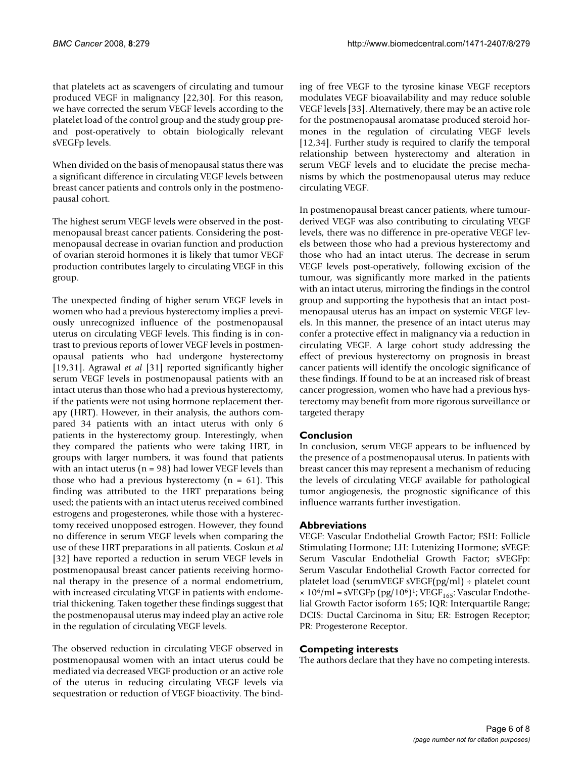that platelets act as scavengers of circulating and tumour produced VEGF in malignancy [22,30]. For this reason, we have corrected the serum VEGF levels according to the platelet load of the control group and the study group pre- and post-operatively to obtain biologically relevant sVEGFp levels.

When divided on the basis of menopausal status there was a significant difference in circulating VEGF levels between breast cancer patients and controls only in the postmenopausal cohort.

The highest serum VEGF levels were observed in the postmenopausal breast cancer patients. Considering the postmenopausal decrease in ovarian function and production of ovarian steroid hormones it is likely that tumor VEGF production contributes largely to circulating VEGF in this group.

The unexpected finding of higher serum VEGF levels in women who had a previous hysterectomy implies a previously unrecognized influence of the postmenopausal uterus on circulating VEGF levels. This finding is in contrast to previous reports of lower VEGF levels in postmenopausal patients who had undergone hysterectomy [19,31]. Agrawal *et al* [31] reported significantly higher serum VEGF levels in postmenopausal patients with an intact uterus than those who had a previous hysterectomy, if the patients were not using hormone replacement therapy (HRT). However, in their analysis, the authors compared 34 patients with an intact uterus with only 6 patients in the hysterectomy group. Interestingly, when they compared the patients who were taking HRT, in groups with larger numbers, it was found that patients with an intact uterus (n = 98) had lower VEGF levels than those who had a previous hysterectomy (n = 61). This finding was attributed to the HRT preparations being used; the patients with an intact uterus received combined estrogens and progesterones, while those with a hysterectomy received unopposed estrogen. However, they found no difference in serum VEGF levels when comparing the use of these HRT preparations in all patients. Coskun *et al* [32] have reported a reduction in serum VEGF levels in postmenopausal breast cancer patients receiving hormonal therapy in the presence of a normal endometrium, with increased circulating VEGF in patients with endometrial thickening. Taken together these findings suggest that the postmenopausal uterus may indeed play an active role in the regulation of circulating VEGF levels.

The observed reduction in circulating VEGF observed in postmenopausal women with an intact uterus could be mediated via decreased VEGF production or an active role of the uterus in reducing circulating VEGF levels via sequestration or reduction of VEGF bioactivity. The binding of free VEGF to the tyrosine kinase VEGF receptors modulates VEGF bioavailability and may reduce soluble VEGF levels [33]. Alternatively, there may be an active role for the postmenopausal aromatase produced steroid hormones in the regulation of circulating VEGF levels [12,34]. Further study is required to clarify the temporal relationship between hysterectomy and alteration in serum VEGF levels and to elucidate the precise mechanisms by which the postmenopausal uterus may reduce circulating VEGF.

In postmenopausal breast cancer patients, where tumour-derived VEGF was also contributing to circulating VEGF levels, there was no difference in pre-operative VEGF levels between those who had a previous hysterectomy and those who had an intact uterus. The decrease in serum VEGF levels post-operatively, following excision of the tumour, was significantly more marked in the patients with an intact uterus, mirroring the findings in the control group and supporting the hypothesis that an intact postmenopausal uterus has an impact on systemic VEGF levels. In this manner, the presence of an intact uterus may confer a protective effect in malignancy via a reduction in circulating VEGF. A large cohort study addressing the effect of previous hysterectomy on prognosis in breast cancer patients will identify the oncologic significance of these findings. If found to be at an increased risk of breast cancer progression, women who have had a previous hysterectomy may benefit from more rigorous surveillance or targeted therapy

## Conclusion

In conclusion, serum VEGF appears to be influenced by the presence of a postmenopausal uterus. In patients with breast cancer this may represent a mechanism of reducing the levels of circulating VEGF available for pathological tumor angiogenesis, the prognostic significance of this influence warrants further investigation.

## Abbreviations

VEGF: Vascular Endothelial Growth Factor; FSH: Follicle Stimulating Hormone; LH: Lutenizing Hormone; sVEGF: Serum Vascular Endothelial Growth Factor; sVEGFp: Serum Vascular Endothelial Growth Factor corrected for platelet load (serumVEGF sVEGF(pg/ml) ÷ platelet count $\times 10^6$/ml = sVEGFp (pg/$10^6$)[1]; $VEGF_{165}$: Vascular Endothelial Growth Factor isoform 165; IQR: Interquartile Range; DCIS: Ductal Carcinoma in Situ; ER: Estrogen Receptor; PR: Progesterone Receptor.

## Competing interests

The authors declare that they have no competing interests.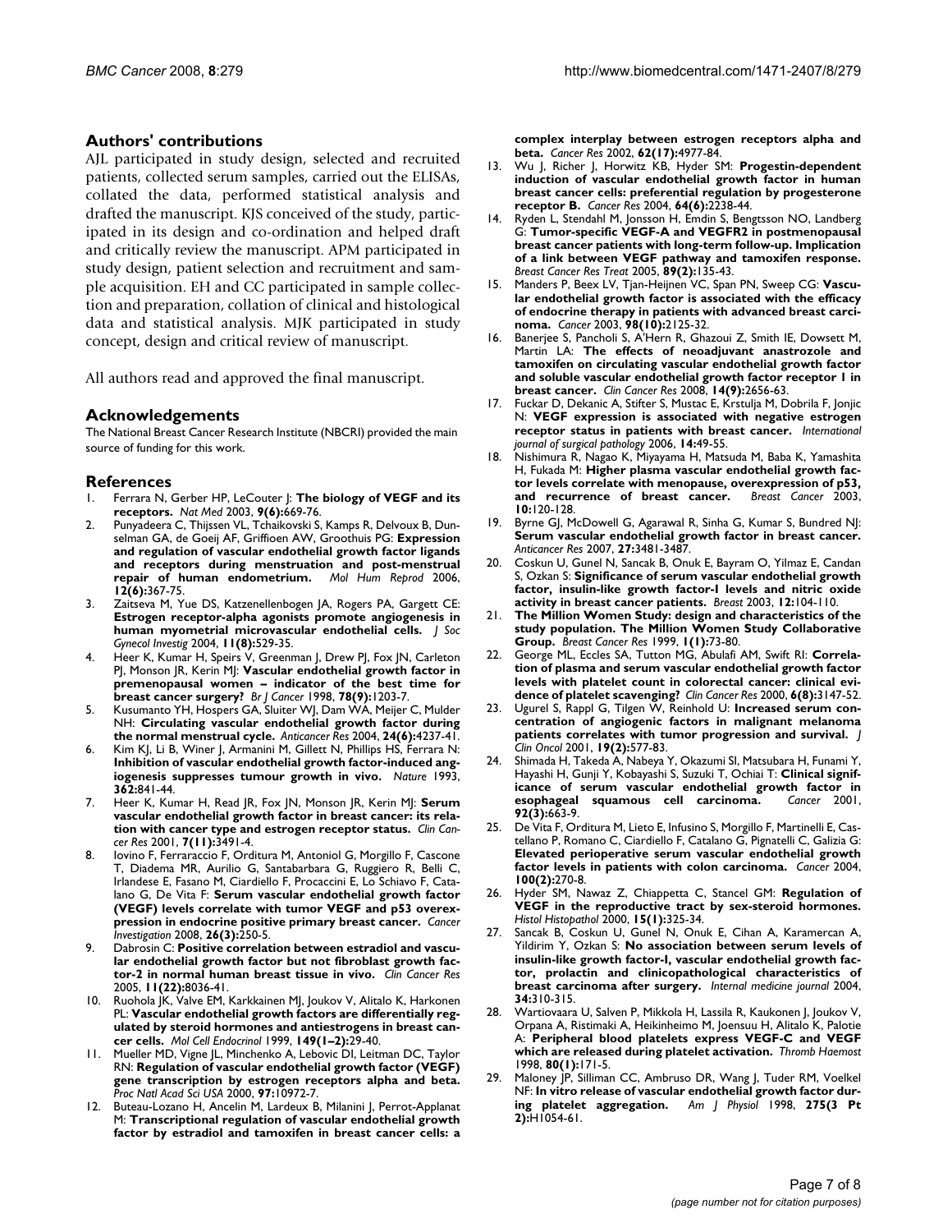## Authors' contributions

AJL participated in study design, selected and recruited patients, collected serum samples, carried out the ELISAs, collated the data, performed statistical analysis and drafted the manuscript. KJS conceived of the study, participated in its design and co-ordination and helped draft and critically review the manuscript. APM participated in study design, patient selection and recruitment and sample acquisition. EH and CC participated in sample collection and preparation, collation of clinical and histological data and statistical analysis. MJK participated in study concept, design and critical review of manuscript.

All authors read and approved the final manuscript.

## Acknowledgements

The National Breast Cancer Research Institute (NBCRI) provided the main source of funding for this work.

## References

1. Ferrara N, Gerber HP, LeCouter J: **The biology of VEGF and its receptors.** *Nat Med* 2003, **9(6):**669-76.
2. Punyadeera C, Thijssen VL, Tchaikovski S, Kamps R, Delvoux B, Dunselman GA, de Goeij AF, Griffioen AW, Groothuis PG: **Expression and regulation of vascular endothelial growth factor ligands and receptors during menstruation and post-menstrual repair of human endometrium.** *Mol Hum Reprod* 2006, **12(6):**367-75.
3. Zaitseva M, Yue DS, Katzenellenbogen JA, Rogers PA, Gargett CE: **Estrogen receptor-alpha agonists promote angiogenesis in human myometrial microvascular endothelial cells.** *J Soc Gynecol Investig* 2004, **11(8):**529-35.
4. Heer K, Kumar H, Speirs V, Greenman J, Drew PJ, Fox JN, Carleton PJ, Monson JR, Kerin MJ: **Vascular endothelial growth factor in premenopausal women – indicator of the best time for breast cancer surgery?** *Br J Cancer* 1998, **78(9):**1203-7.
5. Kusumanto YH, Hospers GA, Sluiter WJ, Dam WA, Meijer C, Mulder NH: **Circulating vascular endothelial growth factor during the normal menstrual cycle.** *Anticancer Res* 2004, **24(6):**4237-41.
6. Kim KJ, Li B, Winer J, Armanini M, Gillett N, Phillips HS, Ferrara N: **Inhibition of vascular endothelial growth factor-induced angiogenesis suppresses tumour growth in vivo.** *Nature* 1993, **362:**841-44.
7. Heer K, Kumar H, Read JR, Fox JN, Monson JR, Kerin MJ: **Serum vascular endothelial growth factor in breast cancer: its relation with cancer type and estrogen receptor status.** *Clin Cancer Res* 2001, **7(11):**3491-4.
8. Iovino F, Ferraraccio F, Orditura M, Antoniol G, Morgillo F, Cascone T, Diadema MR, Aurilio G, Santabarbara G, Ruggiero R, Belli C, Irlandese E, Fasano M, Ciardiello F, Procaccini E, Lo Schiavo F, Catalano G, De Vita F: **Serum vascular endothelial growth factor (VEGF) levels correlate with tumor VEGF and p53 overexpression in endocrine positive primary breast cancer.** *Cancer Investigation* 2008, **26(3):**250-5.
9. Dabrosin C: **Positive correlation between estradiol and vascular endothelial growth factor but not fibroblast growth factor-2 in normal human breast tissue in vivo.** *Clin Cancer Res* 2005, **11(22):**8036-41.
10. Ruohola JK, Valve EM, Karkkainen MJ, Joukov V, Alitalo K, Harkonen PL: **Vascular endothelial growth factors are differentially regulated by steroid hormones and antiestrogens in breast cancer cells.** *Mol Cell Endocrinol* 1999, **149(1–2):**29-40.
11. Mueller MD, Vigne JL, Minchenko A, Lebovic DI, Leitman DC, Taylor RN: **Regulation of vascular endothelial growth factor (VEGF) gene transcription by estrogen receptors alpha and beta.** *Proc Natl Acad Sci USA* 2000, **97:**10972-7.
12. Buteau-Lozano H, Ancelin M, Lardeux B, Milanini J, Perrot-Applanat M: **Transcriptional regulation of vascular endothelial growth factor by estradiol and tamoxifen in breast cancer cells: a complex interplay between estrogen receptors alpha and beta.** *Cancer Res* 2002, **62(17):**4977-84.
13. Wu J, Richer J, Horwitz KB, Hyder SM: **Progestin-dependent induction of vascular endothelial growth factor in human breast cancer cells: preferential regulation by progesterone receptor B.** *Cancer Res* 2004, **64(6):**2238-44.
14. Ryden L, Stendahl M, Jonsson H, Emdin S, Bengtsson NO, Landberg G: **Tumor-specific VEGF-A and VEGFR2 in postmenopausal breast cancer patients with long-term follow-up. Implication of a link between VEGF pathway and tamoxifen response.** *Breast Cancer Res Treat* 2005, **89(2):**135-43.
15. Manders P, Beex LV, Tjan-Heijnen VC, Span PN, Sweep CG: **Vascular endothelial growth factor is associated with the efficacy of endocrine therapy in patients with advanced breast carcinoma.** *Cancer* 2003, **98(10):**2125-32.
16. Banerjee S, Pancholi S, A'Hern R, Ghazoui Z, Smith IE, Dowsett M, Martin LA: **The effects of neoadjuvant anastrozole and tamoxifen on circulating vascular endothelial growth factor and soluble vascular endothelial growth factor receptor 1 in breast cancer.** *Clin Cancer Res* 2008, **14(9):**2656-63.
17. Fuckar D, Dekanic A, Stifter S, Mustac E, Krstulja M, Dobrila F, Jonjic N: **VEGF expression is associated with negative estrogen receptor status in patients with breast cancer.** *International journal of surgical pathology* 2006, **14:**49-55.
18. Nishimura R, Nagao K, Miyayama H, Matsuda M, Baba K, Yamashita H, Fukada M: **Higher plasma vascular endothelial growth factor levels correlate with menopause, overexpression of p53, and recurrence of breast cancer.** *Breast Cancer* 2003, **10:**120-128.
19. Byrne GJ, McDowell G, Agarawal R, Sinha G, Kumar S, Bundred NJ: **Serum vascular endothelial growth factor in breast cancer.** *Anticancer Res* 2007, **27:**3481-3487.
20. Coskun U, Gunel N, Sancak B, Onuk E, Bayram O, Yilmaz E, Candan S, Ozkan S: **Significance of serum vascular endothelial growth factor, insulin-like growth factor-I levels and nitric oxide activity in breast cancer patients.** *Breast* 2003, **12:**104-110.
21. **The Million Women Study: design and characteristics of the study population. The Million Women Study Collaborative Group.** *Breast Cancer Res* 1999, **1(1):**73-80.
22. George ML, Eccles SA, Tutton MG, Abulafi AM, Swift RI: **Correlation of plasma and serum vascular endothelial growth factor levels with platelet count in colorectal cancer: clinical evidence of platelet scavenging?** *Clin Cancer Res* 2000, **6(8):**3147-52.
23. Ugurel S, Rappl G, Tilgen W, Reinhold U: **Increased serum concentration of angiogenic factors in malignant melanoma patients correlates with tumor progression and survival.** *J Clin Oncol* 2001, **19(2):**577-83.
24. Shimada H, Takeda A, Nabeya Y, Okazumi SI, Matsubara H, Funami Y, Hayashi H, Gunji Y, Kobayashi S, Suzuki T, Ochiai T: **Clinical significance of serum vascular endothelial growth factor in esophageal squamous cell carcinoma.** *Cancer* 2001, **92(3):**663-9.
25. De Vita F, Orditura M, Lieto E, Infusino S, Morgillo F, Martinelli E, Castellano P, Romano C, Ciardiello F, Catalano G, Pignatelli C, Galizia G: **Elevated perioperative serum vascular endothelial growth factor levels in patients with colon carcinoma.** *Cancer* 2004, **100(2):**270-8.
26. Hyder SM, Nawaz Z, Chiappetta C, Stancel GM: **Regulation of VEGF in the reproductive tract by sex-steroid hormones.** *Histol Histopathol* 2000, **15(1):**325-34.
27. Sancak B, Coskun U, Gunel N, Onuk E, Cihan A, Karamercan A, Yildirim Y, Ozkan S: **No association between serum levels of insulin-like growth factor-I, vascular endothelial growth factor, prolactin and clinicopathological characteristics of breast carcinoma after surgery.** *Internal medicine journal* 2004, **34:**310-315.
28. Wartiovaara U, Salven P, Mikkola H, Lassila R, Kaukonen J, Joukov V, Orpana A, Ristimaki A, Heikinheimo M, Joensuu H, Alitalo K, Palotie A: **Peripheral blood platelets express VEGF-C and VEGF which are released during platelet activation.** *Thromb Haemost* 1998, **80(1):**171-5.
29. Maloney JP, Silliman CC, Ambruso DR, Wang J, Tuder RM, Voelkel NF: **In vitro release of vascular endothelial growth factor during platelet aggregation.** *Am J Physiol* 1998, **275(3 Pt 2):**H1054-61.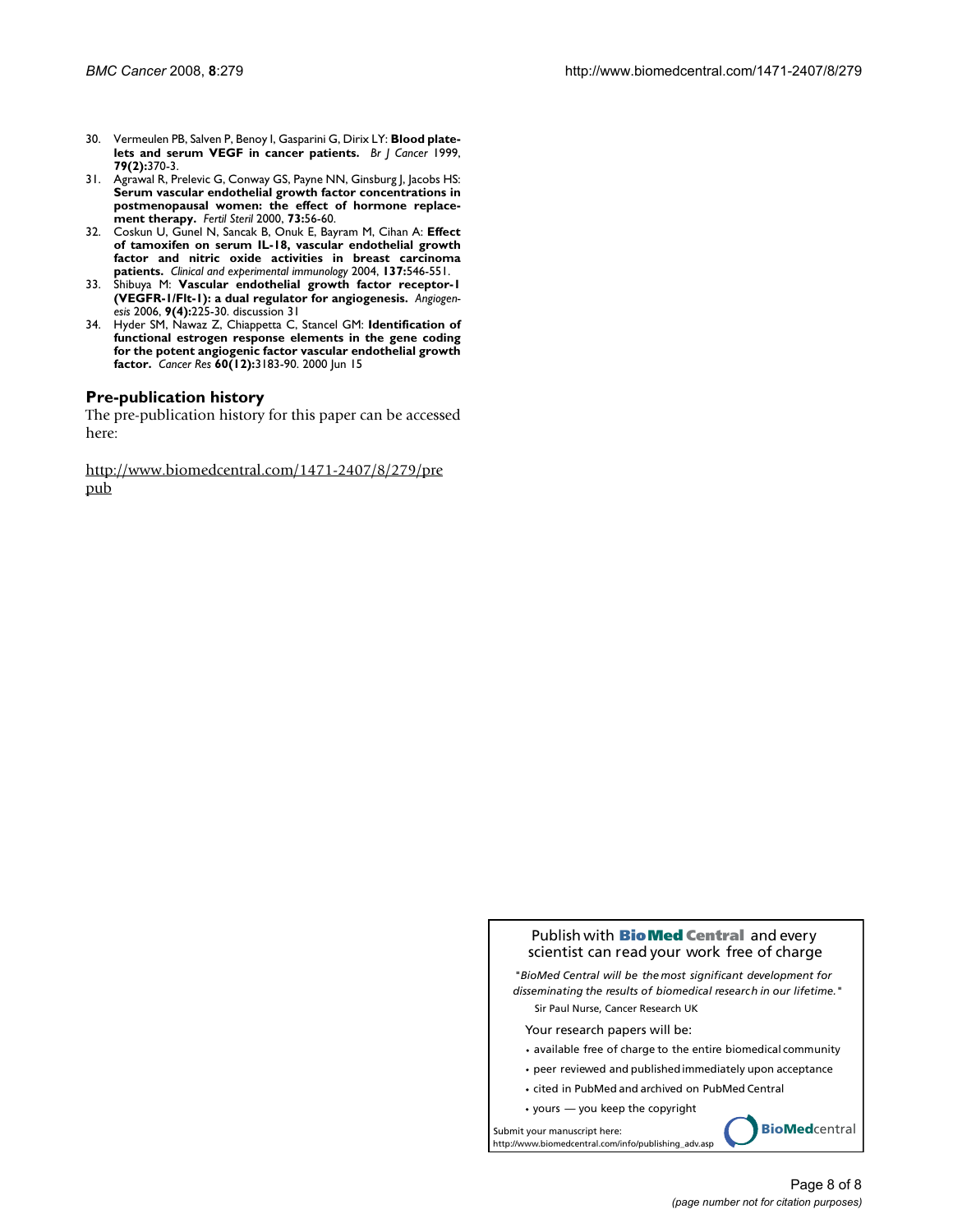30. Vermeulen PB, Salven P, Benoy I, Gasparini G, Dirix LY: **Blood platelets and serum VEGF in cancer patients.** *Br J Cancer* 1999, **79(2):**370-3.
31. Agrawal R, Prelevic G, Conway GS, Payne NN, Ginsburg J, Jacobs HS: **Serum vascular endothelial growth factor concentrations in postmenopausal women: the effect of hormone replacement therapy.** *Fertil Steril* 2000, **73:**56-60.
32. Coskun U, Gunel N, Sancak B, Onuk E, Bayram M, Cihan A: **Effect of tamoxifen on serum IL-18, vascular endothelial growth factor and nitric oxide activities in breast carcinoma patients.** *Clinical and experimental immunology* 2004, **137:**546-551.
33. Shibuya M: **Vascular endothelial growth factor receptor-1 (VEGFR-1/Flt-1): a dual regulator for angiogenesis.** *Angiogenesis* 2006, **9(4):**225-30. discussion 31
34. Hyder SM, Nawaz Z, Chiappetta C, Stancel GM: **Identification of functional estrogen response elements in the gene coding for the potent angiogenic factor vascular endothelial growth factor.** *Cancer Res* **60(12):**3183-90. 2000 Jun 15

## Pre-publication history

The pre-publication history for this paper can be accessed here:

http://www.biomedcentral.com/1471-2407/8/279/prepub

Publish with **BioMed Central** and every scientist can read your work free of charge

*"BioMed Central will be the most significant development for disseminating the results of biomedical research in our lifetime."*

Sir Paul Nurse, Cancer Research UK

Your research papers will be:

- available free of charge to the entire biomedical community
- peer reviewed and published immediately upon acceptance
- cited in PubMed and archived on PubMed Central
- yours — you keep the copyright

Submit your manuscript here:
http://www.biomedcentral.com/info/publishing_adv.asp

**BioMed**central